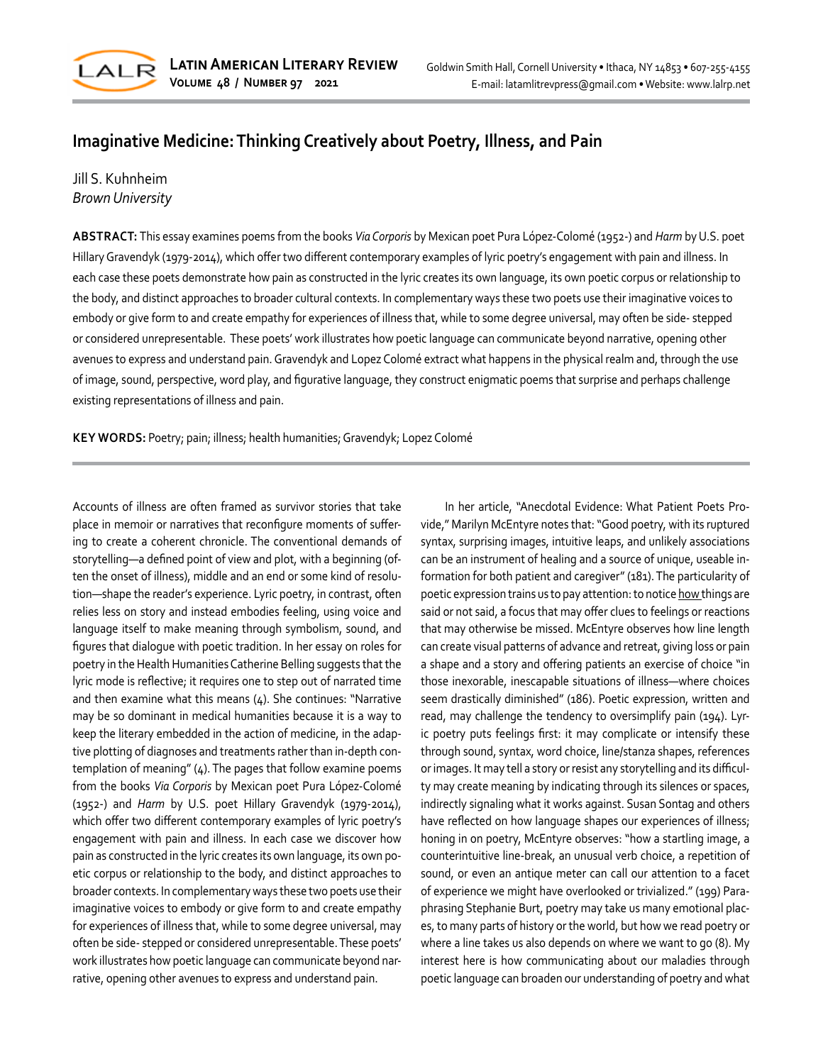# Imaginative Medicine: Thinking Creatively about Poetry, Illness, and Pain

Jill S. Kuhnheim
*Brown University*

**ABSTRACT:** This essay examines poems from the books *Via Corporis* by Mexican poet Pura López-Colomé (1952-) and *Harm* by U.S. poet Hillary Gravendyk (1979-2014), which offer two different contemporary examples of lyric poetry's engagement with pain and illness. In each case these poets demonstrate how pain as constructed in the lyric creates its own language, its own poetic corpus or relationship to the body, and distinct approaches to broader cultural contexts. In complementary ways these two poets use their imaginative voices to embody or give form to and create empathy for experiences of illness that, while to some degree universal, may often be side- stepped or considered unrepresentable. These poets' work illustrates how poetic language can communicate beyond narrative, opening other avenues to express and understand pain. Gravendyk and Lopez Colomé extract what happens in the physical realm and, through the use of image, sound, perspective, word play, and figurative language, they construct enigmatic poems that surprise and perhaps challenge existing representations of illness and pain.

**KEY WORDS:** Poetry; pain; illness; health humanities; Gravendyk; Lopez Colomé

Accounts of illness are often framed as survivor stories that take place in memoir or narratives that reconfigure moments of suffering to create a coherent chronicle. The conventional demands of storytelling—a defined point of view and plot, with a beginning (often the onset of illness), middle and an end or some kind of resolution—shape the reader's experience. Lyric poetry, in contrast, often relies less on story and instead embodies feeling, using voice and language itself to make meaning through symbolism, sound, and figures that dialogue with poetic tradition. In her essay on roles for poetry in the Health Humanities Catherine Belling suggests that the lyric mode is reflective; it requires one to step out of narrated time and then examine what this means (4). She continues: "Narrative may be so dominant in medical humanities because it is a way to keep the literary embedded in the action of medicine, in the adaptive plotting of diagnoses and treatments rather than in-depth contemplation of meaning" (4). The pages that follow examine poems from the books *Via Corporis* by Mexican poet Pura López-Colomé (1952-) and *Harm* by U.S. poet Hillary Gravendyk (1979-2014), which offer two different contemporary examples of lyric poetry's engagement with pain and illness. In each case we discover how pain as constructed in the lyric creates its own language, its own poetic corpus or relationship to the body, and distinct approaches to broader contexts. In complementary ways these two poets use their imaginative voices to embody or give form to and create empathy for experiences of illness that, while to some degree universal, may often be side- stepped or considered unrepresentable. These poets' work illustrates how poetic language can communicate beyond narrative, opening other avenues to express and understand pain.

In her article, "Anecdotal Evidence: What Patient Poets Provide," Marilyn McEntyre notes that: "Good poetry, with its ruptured syntax, surprising images, intuitive leaps, and unlikely associations can be an instrument of healing and a source of unique, useable information for both patient and caregiver" (181). The particularity of poetic expression trains us to pay attention: to notice <u>how</u> things are said or not said, a focus that may offer clues to feelings or reactions that may otherwise be missed. McEntyre observes how line length can create visual patterns of advance and retreat, giving loss or pain a shape and a story and offering patients an exercise of choice "in those inexorable, inescapable situations of illness—where choices seem drastically diminished" (186). Poetic expression, written and read, may challenge the tendency to oversimplify pain (194). Lyric poetry puts feelings first: it may complicate or intensify these through sound, syntax, word choice, line/stanza shapes, references or images. It may tell a story or resist any storytelling and its difficulty may create meaning by indicating through its silences or spaces, indirectly signaling what it works against. Susan Sontag and others have reflected on how language shapes our experiences of illness; honing in on poetry, McEntyre observes: "how a startling image, a counterintuitive line-break, an unusual verb choice, a repetition of sound, or even an antique meter can call our attention to a facet of experience we might have overlooked or trivialized." (199) Paraphrasing Stephanie Burt, poetry may take us many emotional places, to many parts of history or the world, but how we read poetry or where a line takes us also depends on where we want to go (8). My interest here is how communicating about our maladies through poetic language can broaden our understanding of poetry and what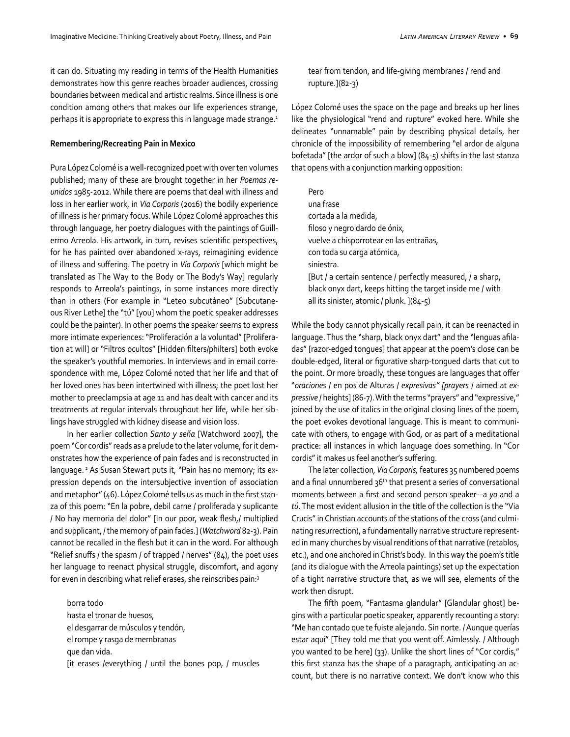it can do. Situating my reading in terms of the Health Humanities demonstrates how this genre reaches broader audiences, crossing boundaries between medical and artistic realms. Since illness is one condition among others that makes our life experiences strange, perhaps it is appropriate to express this in language made strange.[1]

**Remembering/Recreating Pain in Mexico**

Pura López Colomé is a well-recognized poet with over ten volumes published; many of these are brought together in her *Poemas reunidos* 1985-2012. While there are poems that deal with illness and loss in her earlier work, in *Via Corporis* (2016) the bodily experience of illness is her primary focus. While López Colomé approaches this through language, her poetry dialogues with the paintings of Guillermo Arreola. His artwork, in turn, revises scientific perspectives, for he has painted over abandoned x-rays, reimagining evidence of illness and suffering. The poetry in *Via Corporis* [which might be translated as The Way to the Body or The Body's Way] regularly responds to Arreola's paintings, in some instances more directly than in others (For example in "Leteo subcutáneo" [Subcutaneous River Lethe] the "tú" [you] whom the poetic speaker addresses could be the painter). In other poems the speaker seems to express more intimate experiences: "Proliferación a la voluntad" [Proliferation at will] or "Filtros ocultos" [Hidden filters/philters] both evoke the speaker's youthful memories. In interviews and in email correspondence with me, López Colomé noted that her life and that of her loved ones has been intertwined with illness; the poet lost her mother to preeclampsia at age 11 and has dealt with cancer and its treatments at regular intervals throughout her life, while her siblings have struggled with kidney disease and vision loss.

In her earlier collection *Santo y seña* [Watchword 2007], the poem "Cor cordis" reads as a prelude to the later volume, for it demonstrates how the experience of pain fades and is reconstructed in language. [2] As Susan Stewart puts it, "Pain has no memory; its expression depends on the intersubjective invention of association and metaphor" (46). López Colomé tells us as much in the first stanza of this poem: "En la pobre, debil carne / proliferada y suplicante / No hay memoria del dolor" [In our poor, weak flesh,/ multiplied and supplicant, / the memory of pain fades.] (*Watchword* 82-3). Pain cannot be recalled in the flesh but it can in the word. For although "Relief snuffs / the spasm / of trapped / nerves" (84), the poet uses her language to reenact physical struggle, discomfort, and agony for even in describing what relief erases, she reinscribes pain:[3]

> borra todo
> hasta el tronar de huesos,
> el desgarrar de músculos y tendón,
> el rompe y rasga de membranas
> que dan vida.
> [it erases /everything / until the bones pop, / muscles tear from tendon, and life-giving membranes / rend and rupture.](82-3)

López Colomé uses the space on the page and breaks up her lines like the physiological "rend and rupture" evoked here. While she delineates "unnamable" pain by describing physical details, her chronicle of the impossibility of remembering "el ardor de alguna bofetada" [the ardor of such a blow] (84-5) shifts in the last stanza that opens with a conjunction marking opposition:

> Pero
> una frase
> cortada a la medida,
> filoso y negro dardo de ónix,
> vuelve a chisporrotear en las entrañas,
> con toda su carga atómica,
> siniestra.
> [But / a certain sentence / perfectly measured, / a sharp, black onyx dart, keeps hitting the target inside me / with all its sinister, atomic / plunk. ](84-5)

While the body cannot physically recall pain, it can be reenacted in language. Thus the "sharp, black onyx dart" and the "lenguas afiladas" [razor-edged tongues] that appear at the poem's close can be double-edged, literal or figurative sharp-tongued darts that cut to the point. Or more broadly, these tongues are languages that offer "*oraciones* / en pos de Alturas / *expresivas" [prayers* / aimed at *expressive* / heights] (86-7). With the terms "prayers" and "expressive," joined by the use of italics in the original closing lines of the poem, the poet evokes devotional language. This is meant to communicate with others, to engage with God, or as part of a meditational practice: all instances in which language does something. In "Cor cordis" it makes us feel another's suffering.

The later collection, *Via Corporis,* features 35 numbered poems and a final unnumbered 36th that present a series of conversational moments between a first and second person speaker—a *yo* and a *tú*. The most evident allusion in the title of the collection is the "Via Crucis" in Christian accounts of the stations of the cross (and culminating resurrection), a fundamentally narrative structure represented in many churches by visual renditions of that narrative (retablos, etc.), and one anchored in Christ's body. In this way the poem's title (and its dialogue with the Arreola paintings) set up the expectation of a tight narrative structure that, as we will see, elements of the work then disrupt.

The fifth poem, "Fantasma glandular" [Glandular ghost] begins with a particular poetic speaker, apparently recounting a story: "Me han contado que te fuiste alejando. Sin norte. / Aunque querías estar aquí" [They told me that you went off. Aimlessly. / Although you wanted to be here] (33). Unlike the short lines of "Cor cordis," this first stanza has the shape of a paragraph, anticipating an account, but there is no narrative context. We don't know who this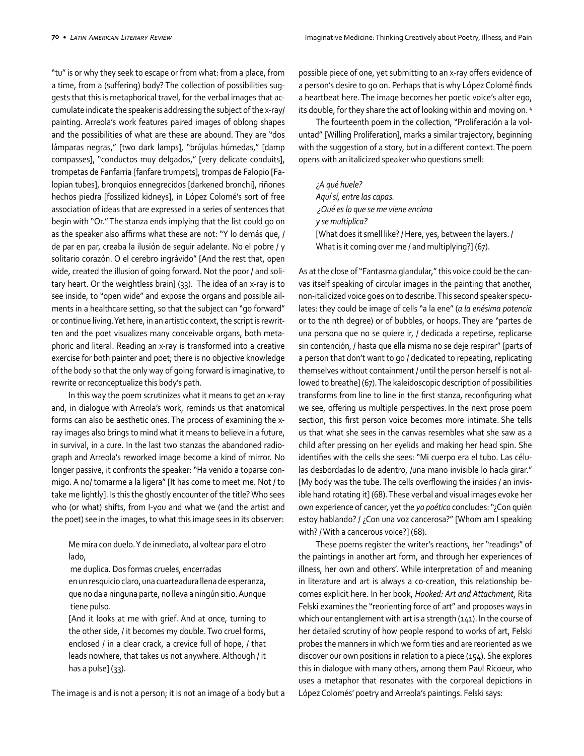"tu" is or why they seek to escape or from what: from a place, from a time, from a (suffering) body? The collection of possibilities suggests that this is metaphorical travel, for the verbal images that accumulate indicate the speaker is addressing the subject of the x-ray/painting. Arreola's work features paired images of oblong shapes and the possibilities of what are these are abound. They are "dos lámparas negras," [two dark lamps], "brújulas húmedas," [damp compasses], "conductos muy delgados," [very delicate conduits], trompetas de Fanfarria [fanfare trumpets], trompas de Falopio [Falopian tubes], bronquios ennegrecidos [darkened bronchi], riñones hechos piedra [fossilized kidneys], in López Colomé's sort of free association of ideas that are expressed in a series of sentences that begin with "Or." The stanza ends implying that the list could go on as the speaker also affirms what these are not: "Y lo demás que, / de par en par, creaba la ilusión de seguir adelante. No el pobre / y solitario corazón. O el cerebro ingrávido" [And the rest that, open wide, created the illusion of going forward. Not the poor / and solitary heart. Or the weightless brain] (33). The idea of an x-ray is to see inside, to "open wide" and expose the organs and possible ailments in a healthcare setting, so that the subject can "go forward" or continue living. Yet here, in an artistic context, the script is rewritten and the poet visualizes many conceivable organs, both metaphoric and literal. Reading an x-ray is transformed into a creative exercise for both painter and poet; there is no objective knowledge of the body so that the only way of going forward is imaginative, to rewrite or reconceptualize this body's path.

In this way the poem scrutinizes what it means to get an x-ray and, in dialogue with Arreola's work, reminds us that anatomical forms can also be aesthetic ones. The process of examining the x-ray images also brings to mind what it means to believe in a future, in survival, in a cure. In the last two stanzas the abandoned radiograph and Arreola's reworked image become a kind of mirror. No longer passive, it confronts the speaker: "Ha venido a toparse conmigo. A no/ tomarme a la ligera" [It has come to meet me. Not / to take me lightly]. Is this the ghostly encounter of the title? Who sees who (or what) shifts, from I-you and what we (and the artist and the poet) see in the images, to what this image sees in its observer:

> Me mira con duelo. Y de inmediato, al voltear para el otro lado,
> me duplica. Dos formas crueles, encerradas
> en un resquicio claro, una cuarteadura llena de esperanza,
> que no da a ninguna parte, no lleva a ningún sitio. Aunque
> tiene pulso.
> [And it looks at me with grief. And at once, turning to the other side, / it becomes my double. Two cruel forms, enclosed / in a clear crack, a crevice full of hope, / that leads nowhere, that takes us not anywhere. Although / it has a pulse] (33).

The image is and is not a person; it is not an image of a body but a possible piece of one, yet submitting to an x-ray offers evidence of a person's desire to go on. Perhaps that is why López Colomé finds a heartbeat here. The image becomes her poetic voice's alter ego, its double, for they share the act of looking within and moving on. [4]

The fourteenth poem in the collection, "Proliferación a la voluntad" [Willing Proliferation], marks a similar trajectory, beginning with the suggestion of a story, but in a different context. The poem opens with an italicized speaker who questions smell:

> *¿A qué huele?*
> *Aquí sí, entre las capas.*
> *¿Qué es lo que se me viene encima*
> *y se multiplica?*
> [What does it smell like? / Here, yes, between the layers. / What is it coming over me / and multiplying?] (67).

As at the close of "Fantasma glandular," this voice could be the canvas itself speaking of circular images in the painting that another, non-italicized voice goes on to describe. This second speaker speculates: they could be image of cells "a la ene" (*a la enésima potencia* or to the nth degree) or of bubbles, or hoops. They are "partes de una persona que no se quiere ir, / dedicada a repetirse, replicarse sin contención, / hasta que ella misma no se deje respirar" [parts of a person that don't want to go / dedicated to repeating, replicating themselves without containment / until the person herself is not allowed to breathe] (67). The kaleidoscopic description of possibilities transforms from line to line in the first stanza, reconfiguring what we see, offering us multiple perspectives. In the next prose poem section, this first person voice becomes more intimate. She tells us that what she sees in the canvas resembles what she saw as a child after pressing on her eyelids and making her head spin. She identifies with the cells she sees: "Mi cuerpo era el tubo. Las células desbordadas lo de adentro, /una mano invisible lo hacía girar." [My body was the tube. The cells overflowing the insides / an invisible hand rotating it] (68). These verbal and visual images evoke her own experience of cancer, yet the *yo poético* concludes: "¿Con quién estoy hablando? / ¿Con una voz cancerosa?" [Whom am I speaking with? / With a cancerous voice?] (68).

These poems register the writer's reactions, her "readings" of the paintings in another art form, and through her experiences of illness, her own and others'. While interpretation of and meaning in literature and art is always a co-creation, this relationship becomes explicit here. In her book, *Hooked: Art and Attachment*, Rita Felski examines the "reorienting force of art" and proposes ways in which our entanglement with art is a strength (141). In the course of her detailed scrutiny of how people respond to works of art, Felski probes the manners in which we form ties and are reoriented as we discover our own positions in relation to a piece (154). She explores this in dialogue with many others, among them Paul Ricoeur, who uses a metaphor that resonates with the corporeal depictions in López Colomés' poetry and Arreola's paintings. Felski says: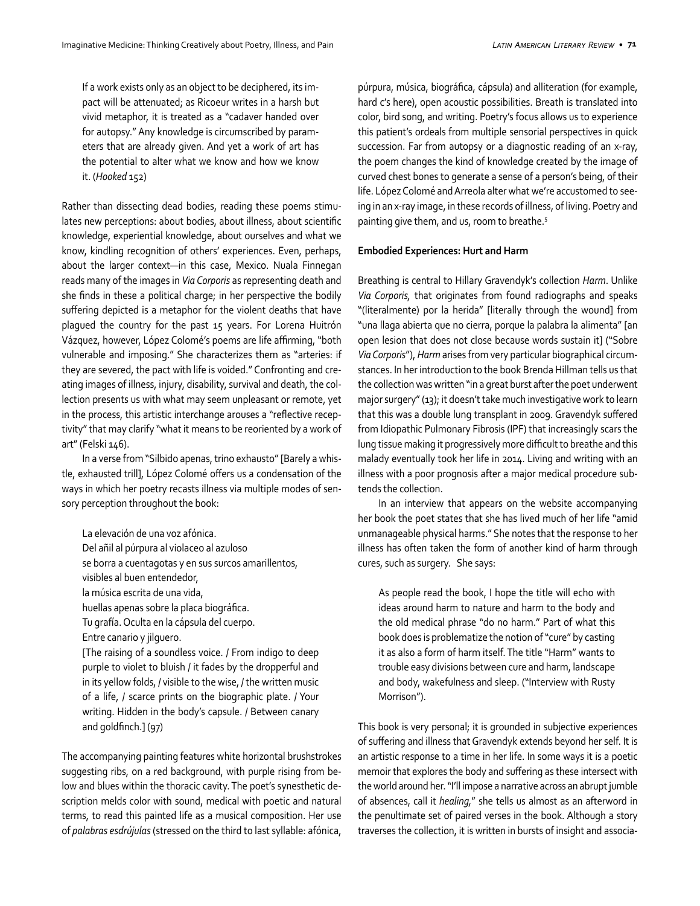> If a work exists only as an object to be deciphered, its impact will be attenuated; as Ricoeur writes in a harsh but vivid metaphor, it is treated as a "cadaver handed over for autopsy." Any knowledge is circumscribed by parameters that are already given. And yet a work of art has the potential to alter what we know and how we know it. (*Hooked* 152)

Rather than dissecting dead bodies, reading these poems stimulates new perceptions: about bodies, about illness, about scientific knowledge, experiential knowledge, about ourselves and what we know, kindling recognition of others' experiences. Even, perhaps, about the larger context—in this case, Mexico. Nuala Finnegan reads many of the images in *Via Corporis* as representing death and she finds in these a political charge; in her perspective the bodily suffering depicted is a metaphor for the violent deaths that have plagued the country for the past 15 years. For Lorena Huitrón Vázquez, however, López Colomé's poems are life affirming, "both vulnerable and imposing." She characterizes them as "arteries: if they are severed, the pact with life is voided." Confronting and creating images of illness, injury, disability, survival and death, the collection presents us with what may seem unpleasant or remote, yet in the process, this artistic interchange arouses a "reflective receptivity" that may clarify "what it means to be reoriented by a work of art" (Felski 146).

In a verse from "Silbido apenas, trino exhausto" [Barely a whistle, exhausted trill], López Colomé offers us a condensation of the ways in which her poetry recasts illness via multiple modes of sensory perception throughout the book:

> La elevación de una voz afónica.
> Del añil al púrpura al violaceo al azuloso
> se borra a cuentagotas y en sus surcos amarillentos,
> visibles al buen entendedor,
> la música escrita de una vida,
> huellas apenas sobre la placa biográfica.
> Tu grafía. Oculta en la cápsula del cuerpo.
> Entre canario y jilguero.
> [The raising of a soundless voice. / From indigo to deep purple to violet to bluish / it fades by the dropperful and in its yellow folds, / visible to the wise, / the written music of a life, / scarce prints on the biographic plate. / Your writing. Hidden in the body's capsule. / Between canary and goldfinch.] (97)

The accompanying painting features white horizontal brushstrokes suggesting ribs, on a red background, with purple rising from below and blues within the thoracic cavity. The poet's synesthetic description melds color with sound, medical with poetic and natural terms, to read this painted life as a musical composition. Her use of *palabras esdrújulas* (stressed on the third to last syllable: afónica, púrpura, música, biográfica, cápsula) and alliteration (for example, hard c's here), open acoustic possibilities. Breath is translated into color, bird song, and writing. Poetry's focus allows us to experience this patient's ordeals from multiple sensorial perspectives in quick succession. Far from autopsy or a diagnostic reading of an x-ray, the poem changes the kind of knowledge created by the image of curved chest bones to generate a sense of a person's being, of their life. López Colomé and Arreola alter what we're accustomed to seeing in an x-ray image, in these records of illness, of living. Poetry and painting give them, and us, room to breathe.[5]

**Embodied Experiences: Hurt and Harm**

Breathing is central to Hillary Gravendyk's collection *Harm*. Unlike *Via Corporis,* that originates from found radiographs and speaks "(literalmente) por la herida" [literally through the wound] from "una llaga abierta que no cierra, porque la palabra la alimenta" [an open lesion that does not close because words sustain it] ("Sobre *Via Corporis*"), *Harm* arises from very particular biographical circumstances. In her introduction to the book Brenda Hillman tells us that the collection was written "in a great burst after the poet underwent major surgery" (13); it doesn't take much investigative work to learn that this was a double lung transplant in 2009. Gravendyk suffered from Idiopathic Pulmonary Fibrosis (IPF) that increasingly scars the lung tissue making it progressively more difficult to breathe and this malady eventually took her life in 2014. Living and writing with an illness with a poor prognosis after a major medical procedure subtends the collection.

In an interview that appears on the website accompanying her book the poet states that she has lived much of her life "amid unmanageable physical harms." She notes that the response to her illness has often taken the form of another kind of harm through cures, such as surgery. She says:

> As people read the book, I hope the title will echo with ideas around harm to nature and harm to the body and the old medical phrase "do no harm." Part of what this book does is problematize the notion of "cure" by casting it as also a form of harm itself. The title "Harm" wants to trouble easy divisions between cure and harm, landscape and body, wakefulness and sleep. ("Interview with Rusty Morrison").

This book is very personal; it is grounded in subjective experiences of suffering and illness that Gravendyk extends beyond her self. It is an artistic response to a time in her life. In some ways it is a poetic memoir that explores the body and suffering as these intersect with the world around her. "I'll impose a narrative across an abrupt jumble of absences, call it *healing*," she tells us almost as an afterword in the penultimate set of paired verses in the book. Although a story traverses the collection, it is written in bursts of insight and associa-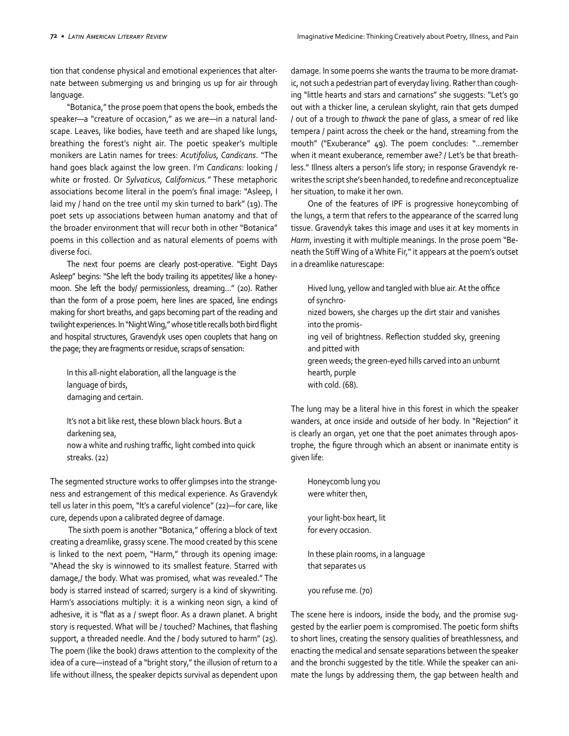tion that condense physical and emotional experiences that alternate between submerging us and bringing us up for air through language.

"Botanica," the prose poem that opens the book, embeds the speaker—a "creature of occasion," as we are—in a natural landscape. Leaves, like bodies, have teeth and are shaped like lungs, breathing the forest's night air. The poetic speaker's multiple monikers are Latin names for trees: *Acutifolius, Candicans*. "The hand goes black against the low green. I'm *Candicans*: looking / white or frosted. Or *Sylvaticus, Californicus.*" These metaphoric associations become literal in the poem's final image: "Asleep, I laid my / hand on the tree until my skin turned to bark" (19). The poet sets up associations between human anatomy and that of the broader environment that will recur both in other "Botanica" poems in this collection and as natural elements of poems with diverse foci.

The next four poems are clearly post-operative. "Eight Days Asleep" begins: "She left the body trailing its appetites/ like a honeymoon. She left the body/ permissionless, dreaming…" (20). Rather than the form of a prose poem, here lines are spaced, line endings making for short breaths, and gaps becoming part of the reading and twilight experiences. In "Night Wing," whose title recalls both bird flight and hospital structures, Gravendyk uses open couplets that hang on the page; they are fragments or residue, scraps of sensation:

> In this all-night elaboration, all the language is the language of birds,
> damaging and certain.
>
> It's not a bit like rest, these blown black hours. But a darkening sea,
> now a white and rushing traffic, light combed into quick streaks. (22)

The segmented structure works to offer glimpses into the strangeness and estrangement of this medical experience. As Gravendyk tell us later in this poem, "It's a careful violence" (22)—for care, like cure, depends upon a calibrated degree of damage.

The sixth poem is another "Botanica," offering a block of text creating a dreamlike, grassy scene. The mood created by this scene is linked to the next poem, "Harm," through its opening image: "Ahead the sky is winnowed to its smallest feature. Starred with damage,/ the body. What was promised, what was revealed." The body is starred instead of scarred; surgery is a kind of skywriting. Harm's associations multiply: it is a winking neon sign, a kind of adhesive, it is "flat as a / swept floor. As a drawn planet. A bright story is requested. What will be / touched? Machines, that flashing support, a threaded needle. And the / body sutured to harm" (25). The poem (like the book) draws attention to the complexity of the idea of a cure—instead of a "bright story," the illusion of return to a life without illness, the speaker depicts survival as dependent upon damage. In some poems she wants the trauma to be more dramatic, not such a pedestrian part of everyday living. Rather than coughing "little hearts and stars and carnations" she suggests: "Let's go out with a thicker line, a cerulean skylight, rain that gets dumped / out of a trough to *thwack* the pane of glass, a smear of red like tempera / paint across the cheek or the hand, streaming from the mouth" ("Exuberance" 49). The poem concludes: "…remember when it meant exuberance, remember awe? / Let's be that breathless." Illness alters a person's life story; in response Gravendyk rewrites the script she's been handed, to redefine and reconceptualize her situation, to make it her own.

One of the features of IPF is progressive honeycombing of the lungs, a term that refers to the appearance of the scarred lung tissue. Gravendyk takes this image and uses it at key moments in *Harm*, investing it with multiple meanings. In the prose poem "Beneath the Stiff Wing of a White Fir," it appears at the poem's outset in a dreamlike naturescape:

> Hived lung, yellow and tangled with blue air. At the office of synchro-
> nized bowers, she charges up the dirt stair and vanishes into the promis-
> ing veil of brightness. Reflection studded sky, greening and pitted with
> green weeds; the green-eyed hills carved into an unburnt hearth, purple
> with cold. (68).

The lung may be a literal hive in this forest in which the speaker wanders, at once inside and outside of her body. In "Rejection" it is clearly an organ, yet one that the poet animates through apostrophe, the figure through which an absent or inanimate entity is given life:

> Honeycomb lung you
> were whiter then,
>
> your light-box heart, lit
> for every occasion.
>
> In these plain rooms, in a language
> that separates us
>
> you refuse me. (70)

The scene here is indoors, inside the body, and the promise suggested by the earlier poem is compromised. The poetic form shifts to short lines, creating the sensory qualities of breathlessness, and enacting the medical and sensate separations between the speaker and the bronchi suggested by the title. While the speaker can animate the lungs by addressing them, the gap between health and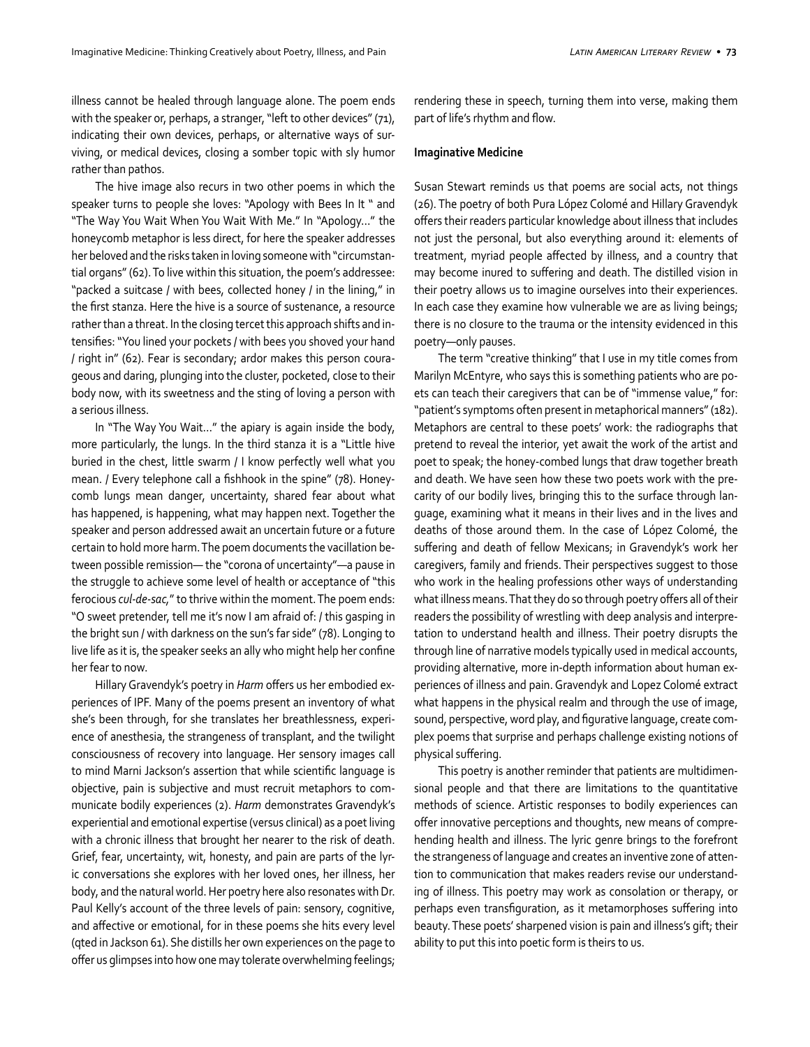illness cannot be healed through language alone. The poem ends with the speaker or, perhaps, a stranger, "left to other devices" (71), indicating their own devices, perhaps, or alternative ways of surviving, or medical devices, closing a somber topic with sly humor rather than pathos.

The hive image also recurs in two other poems in which the speaker turns to people she loves: "Apology with Bees In It " and "The Way You Wait When You Wait With Me." In "Apology…" the honeycomb metaphor is less direct, for here the speaker addresses her beloved and the risks taken in loving someone with "circumstantial organs" (62). To live within this situation, the poem's addressee: "packed a suitcase / with bees, collected honey / in the lining," in the first stanza. Here the hive is a source of sustenance, a resource rather than a threat. In the closing tercet this approach shifts and intensifies: "You lined your pockets / with bees you shoved your hand / right in" (62). Fear is secondary; ardor makes this person courageous and daring, plunging into the cluster, pocketed, close to their body now, with its sweetness and the sting of loving a person with a serious illness.

In "The Way You Wait…" the apiary is again inside the body, more particularly, the lungs. In the third stanza it is a "Little hive buried in the chest, little swarm / I know perfectly well what you mean. / Every telephone call a fishhook in the spine" (78). Honeycomb lungs mean danger, uncertainty, shared fear about what has happened, is happening, what may happen next. Together the speaker and person addressed await an uncertain future or a future certain to hold more harm. The poem documents the vacillation between possible remission— the "corona of uncertainty"—a pause in the struggle to achieve some level of health or acceptance of "this ferocious *cul-de-sac*," to thrive within the moment. The poem ends: "O sweet pretender, tell me it's now I am afraid of: / this gasping in the bright sun / with darkness on the sun's far side" (78). Longing to live life as it is, the speaker seeks an ally who might help her confine her fear to now.

Hillary Gravendyk's poetry in *Harm* offers us her embodied experiences of IPF. Many of the poems present an inventory of what she's been through, for she translates her breathlessness, experience of anesthesia, the strangeness of transplant, and the twilight consciousness of recovery into language. Her sensory images call to mind Marni Jackson's assertion that while scientific language is objective, pain is subjective and must recruit metaphors to communicate bodily experiences (2). *Harm* demonstrates Gravendyk's experiential and emotional expertise (versus clinical) as a poet living with a chronic illness that brought her nearer to the risk of death. Grief, fear, uncertainty, wit, honesty, and pain are parts of the lyric conversations she explores with her loved ones, her illness, her body, and the natural world. Her poetry here also resonates with Dr. Paul Kelly's account of the three levels of pain: sensory, cognitive, and affective or emotional, for in these poems she hits every level (qted in Jackson 61). She distills her own experiences on the page to offer us glimpses into how one may tolerate overwhelming feelings; rendering these in speech, turning them into verse, making them part of life's rhythm and flow.

### Imaginative Medicine

Susan Stewart reminds us that poems are social acts, not things (26). The poetry of both Pura López Colomé and Hillary Gravendyk offers their readers particular knowledge about illness that includes not just the personal, but also everything around it: elements of treatment, myriad people affected by illness, and a country that may become inured to suffering and death. The distilled vision in their poetry allows us to imagine ourselves into their experiences. In each case they examine how vulnerable we are as living beings; there is no closure to the trauma or the intensity evidenced in this poetry—only pauses.

The term "creative thinking" that I use in my title comes from Marilyn McEntyre, who says this is something patients who are poets can teach their caregivers that can be of "immense value," for: "patient's symptoms often present in metaphorical manners" (182). Metaphors are central to these poets' work: the radiographs that pretend to reveal the interior, yet await the work of the artist and poet to speak; the honey-combed lungs that draw together breath and death. We have seen how these two poets work with the precarity of our bodily lives, bringing this to the surface through language, examining what it means in their lives and in the lives and deaths of those around them. In the case of López Colomé, the suffering and death of fellow Mexicans; in Gravendyk's work her caregivers, family and friends. Their perspectives suggest to those who work in the healing professions other ways of understanding what illness means. That they do so through poetry offers all of their readers the possibility of wrestling with deep analysis and interpretation to understand health and illness. Their poetry disrupts the through line of narrative models typically used in medical accounts, providing alternative, more in-depth information about human experiences of illness and pain. Gravendyk and Lopez Colomé extract what happens in the physical realm and through the use of image, sound, perspective, word play, and figurative language, create complex poems that surprise and perhaps challenge existing notions of physical suffering.

This poetry is another reminder that patients are multidimensional people and that there are limitations to the quantitative methods of science. Artistic responses to bodily experiences can offer innovative perceptions and thoughts, new means of comprehending health and illness. The lyric genre brings to the forefront the strangeness of language and creates an inventive zone of attention to communication that makes readers revise our understanding of illness. This poetry may work as consolation or therapy, or perhaps even transfiguration, as it metamorphoses suffering into beauty. These poets' sharpened vision is pain and illness's gift; their ability to put this into poetic form is theirs to us.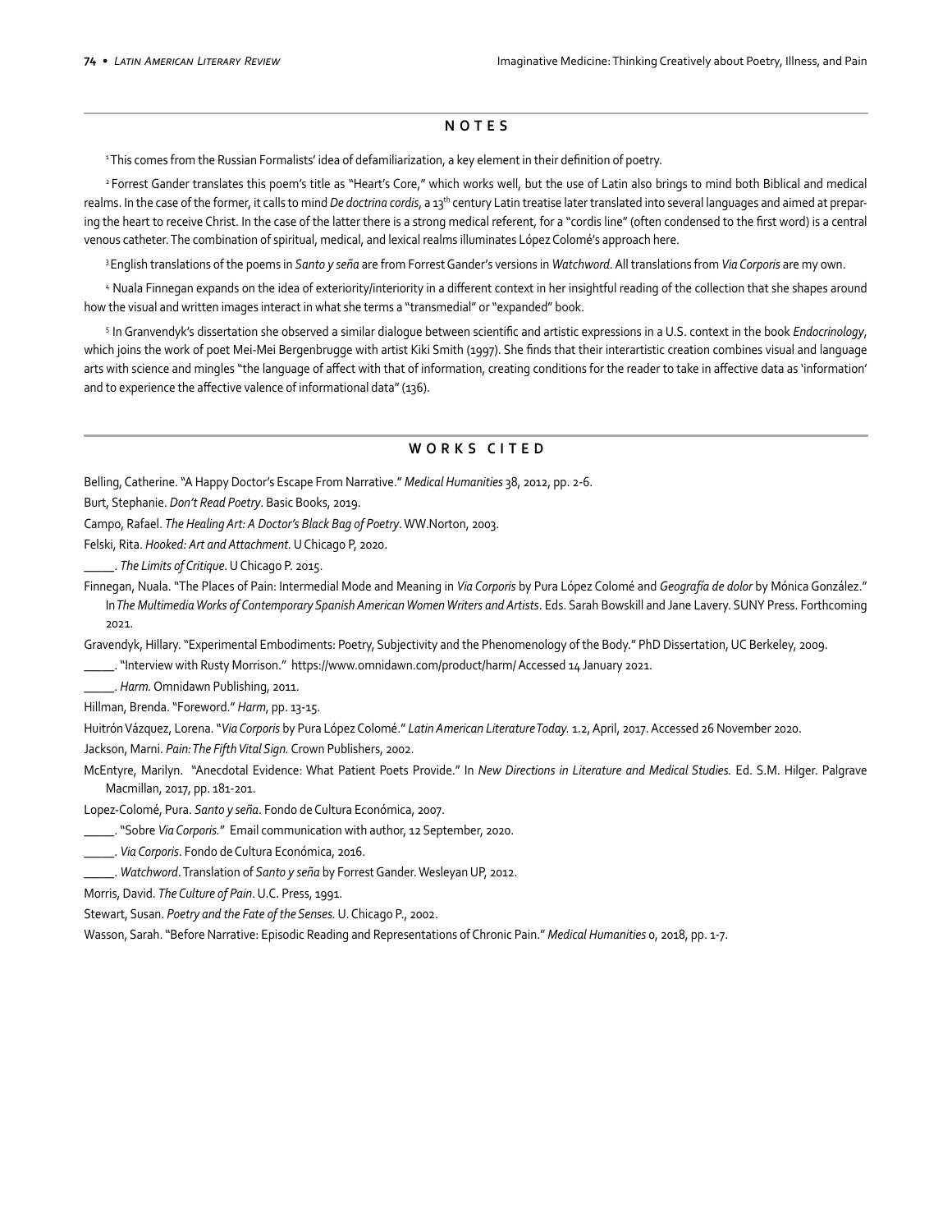## NOTES

[1] This comes from the Russian Formalists' idea of defamiliarization, a key element in their definition of poetry.

[2] Forrest Gander translates this poem's title as "Heart's Core," which works well, but the use of Latin also brings to mind both Biblical and medical realms. In the case of the former, it calls to mind *De doctrina cordis*, a 13th century Latin treatise later translated into several languages and aimed at preparing the heart to receive Christ. In the case of the latter there is a strong medical referent, for a "cordis line" (often condensed to the first word) is a central venous catheter. The combination of spiritual, medical, and lexical realms illuminates López Colomé's approach here.

[3] English translations of the poems in *Santo y seña* are from Forrest Gander's versions in *Watchword*. All translations from *Via Corporis* are my own.

[4] Nuala Finnegan expands on the idea of exteriority/interiority in a different context in her insightful reading of the collection that she shapes around how the visual and written images interact in what she terms a "transmedial" or "expanded" book.

[5] In Granvendyk's dissertation she observed a similar dialogue between scientific and artistic expressions in a U.S. context in the book *Endocrinology*, which joins the work of poet Mei-Mei Bergenbrugge with artist Kiki Smith (1997). She finds that their interartistic creation combines visual and language arts with science and mingles "the language of affect with that of information, creating conditions for the reader to take in affective data as 'information' and to experience the affective valence of informational data" (136).

## WORKS CITED

Belling, Catherine. "A Happy Doctor's Escape From Narrative." *Medical Humanities* 38, 2012, pp. 2-6.

Burt, Stephanie. *Don't Read Poetry*. Basic Books, 2019.

Campo, Rafael. *The Healing Art: A Doctor's Black Bag of Poetry*. WW.Norton, 2003.

Felski, Rita. *Hooked: Art and Attachment.* U Chicago P, 2020.

_____. *The Limits of Critique*. U Chicago P. 2015.

Finnegan, Nuala. "The Places of Pain: Intermedial Mode and Meaning in *Via Corporis* by Pura López Colomé and *Geografía de dolor* by Mónica González." In *The Multimedia Works of Contemporary Spanish American Women Writers and Artists*. Eds. Sarah Bowskill and Jane Lavery. SUNY Press. Forthcoming 2021.

Gravendyk, Hillary. "Experimental Embodiments: Poetry, Subjectivity and the Phenomenology of the Body." PhD Dissertation, UC Berkeley, 2009.

_____. "Interview with Rusty Morrison." https://www.omnidawn.com/product/harm/ Accessed 14 January 2021.

_____. *Harm.* Omnidawn Publishing, 2011.

Hillman, Brenda. "Foreword." *Harm*, pp. 13-15.

Huitrón Vázquez, Lorena. "*Via Corporis* by Pura López Colomé." *Latin American Literature Today.* 1.2, April, 2017. Accessed 26 November 2020.

Jackson, Marni. *Pain: The Fifth Vital Sign.* Crown Publishers, 2002.

McEntyre, Marilyn. "Anecdotal Evidence: What Patient Poets Provide." In *New Directions in Literature and Medical Studies.* Ed. S.M. Hilger. Palgrave Macmillan, 2017, pp. 181-201.

Lopez-Colomé, Pura. *Santo y seña*. Fondo de Cultura Económica, 2007.

_____. "Sobre *Via Corporis.*" Email communication with author, 12 September, 2020.

_____. *Via Corporis*. Fondo de Cultura Económica, 2016.

_____. *Watchword*. Translation of *Santo y seña* by Forrest Gander. Wesleyan UP, 2012.

Morris, David. *The Culture of Pain*. U.C. Press, 1991.

Stewart, Susan. *Poetry and the Fate of the Senses.* U. Chicago P., 2002.

Wasson, Sarah. "Before Narrative: Episodic Reading and Representations of Chronic Pain." *Medical Humanities* 0, 2018, pp. 1-7.